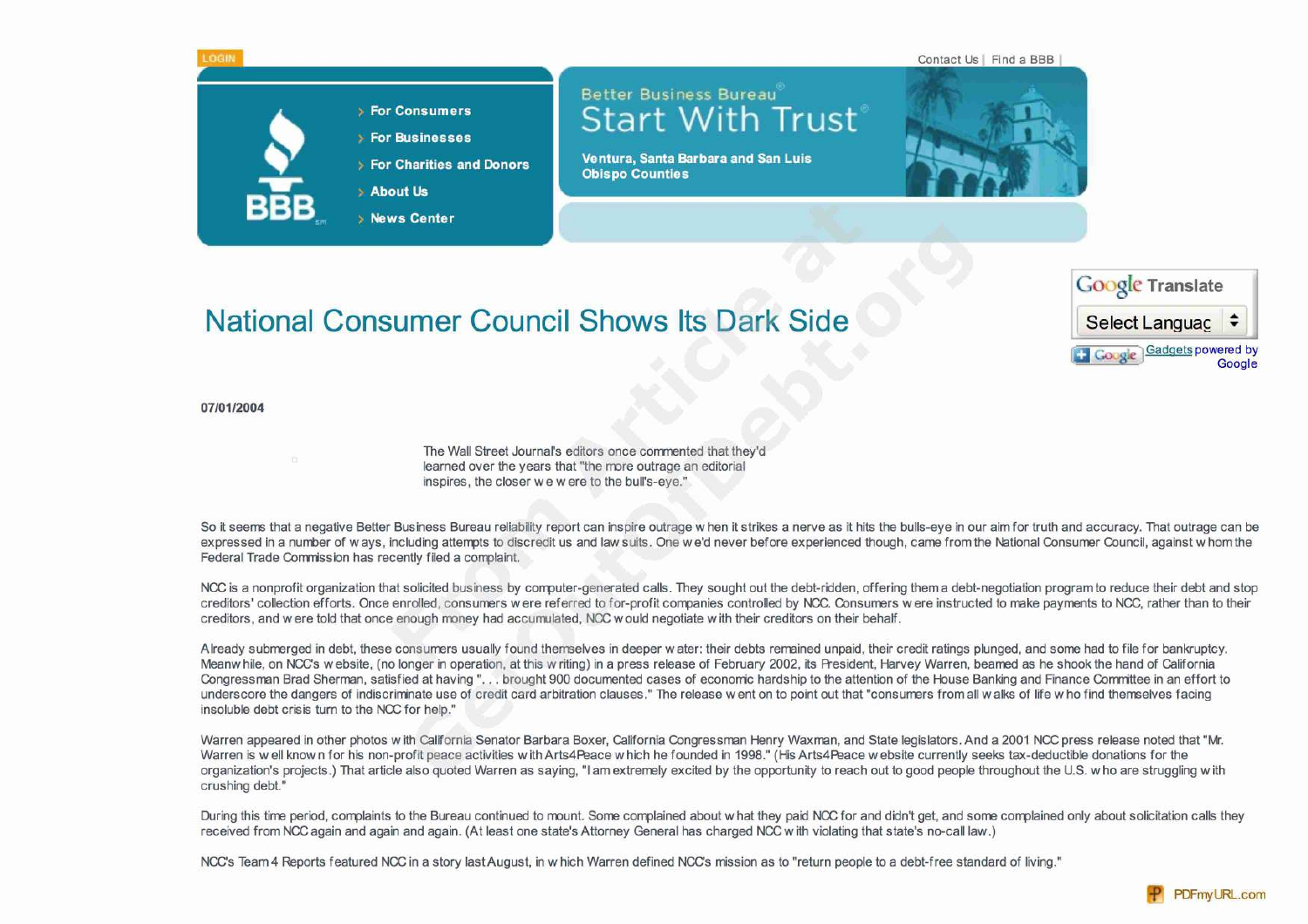LOGIN

Contact Us | Find a BBB |

- For Consumers
- For Businesses
- For Charities and Donors
- About Us
- News Center

Better Business Bureau
Start With Trust

Ventura, Santa Barbara and San Luis Obispo Counties

# National Consumer Council Shows Its Dark Side

**07/01/2004**

The Wall Street Journal's editors once commented that they'd learned over the years that "the more outrage an editorial inspires, the closer we were to the bull's-eye."

So it seems that a negative Better Business Bureau reliability report can inspire outrage when it strikes a nerve as it hits the bulls-eye in our aim for truth and accuracy. That outrage can be expressed in a number of ways, including attempts to discredit us and lawsuits. One we'd never before experienced though, came from the National Consumer Council, against whom the Federal Trade Commission has recently filed a complaint.

NCC is a nonprofit organization that solicited business by computer-generated calls. They sought out the debt-ridden, offering them a debt-negotiation program to reduce their debt and stop creditors' collection efforts. Once enrolled, consumers were referred to for-profit companies controlled by NCC. Consumers were instructed to make payments to NCC, rather than to their creditors, and were told that once enough money had accumulated, NCC would negotiate with their creditors on their behalf.

Already submerged in debt, these consumers usually found themselves in deeper water: their debts remained unpaid, their credit ratings plunged, and some had to file for bankruptcy. Meanwhile, on NCC's website, (no longer in operation, at this writing) in a press release of February 2002, its President, Harvey Warren, beamed as he shook the hand of California Congressman Brad Sherman, satisfied at having ". . . brought 900 documented cases of economic hardship to the attention of the House Banking and Finance Committee in an effort to underscore the dangers of indiscriminate use of credit card arbitration clauses." The release went on to point out that "consumers from all walks of life who find themselves facing insoluble debt crisis turn to the NCC for help."

Warren appeared in other photos with California Senator Barbara Boxer, California Congressman Henry Waxman, and State legislators. And a 2001 NCC press release noted that "Mr. Warren is well known for his non-profit peace activities with Arts4Peace which he founded in 1998." (His Arts4Peace website currently seeks tax-deductible donations for the organization's projects.) That article also quoted Warren as saying, "I am extremely excited by the opportunity to reach out to good people throughout the U.S. who are struggling with crushing debt."

During this time period, complaints to the Bureau continued to mount. Some complained about what they paid NCC for and didn't get, and some complained only about solicitation calls they received from NCC again and again and again. (At least one state's Attorney General has charged NCC with violating that state's no-call law.)

NCC's Team 4 Reports featured NCC in a story last August, in which Warren defined NCC's mission as to "return people to a debt-free standard of living."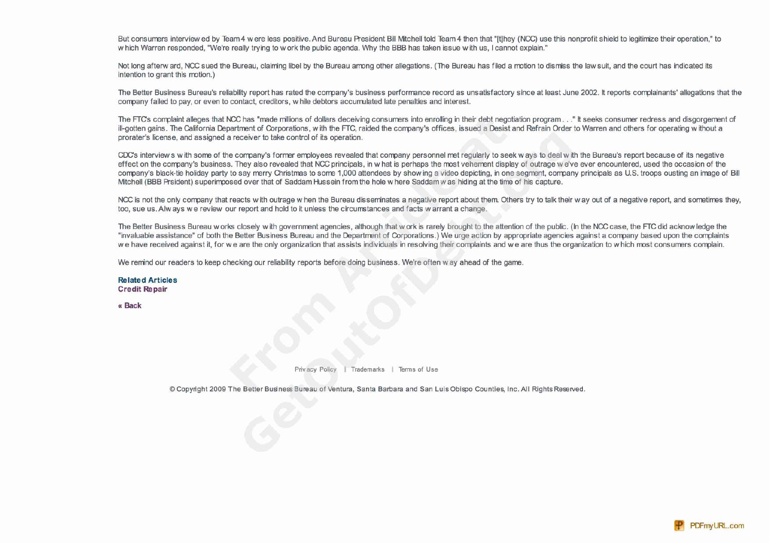But consumers interviewed by Team 4 were less positive. And Bureau President Bill Mitchell told Team 4 then that "[t]hey (NCC) use this nonprofit shield to legitimize their operation," to which Warren responded, "We're really trying to work the public agenda. Why the BBB has taken issue with us, I cannot explain."

Not long afterward, NCC sued the Bureau, claiming libel by the Bureau among other allegations. (The Bureau has filed a motion to dismiss the lawsuit, and the court has indicated its intention to grant this motion.)

The Better Business Bureau's reliability report has rated the company's business performance record as unsatisfactory since at least June 2002. It reports complainants' allegations that the company failed to pay, or even to contact, creditors, while debtors accumulated late penalties and interest.

The FTC's complaint alleges that NCC has "made millions of dollars deceiving consumers into enrolling in their debt negotiation program . . ." It seeks consumer redress and disgorgement of ill-gotten gains. The California Department of Corporations, with the FTC, raided the company's offices, issued a Desist and Refrain Order to Warren and others for operating without a prorater's license, and assigned a receiver to take control of its operation.

CDC's interviews with some of the company's former employees revealed that company personnel met regularly to seek ways to deal with the Bureau's report because of its negative effect on the company's business. They also revealed that NCC principals, in what is perhaps the most vehement display of outrage we've ever encountered, used the occasion of the company's black-tie holiday party to say merry Christmas to some 1,000 attendees by showing a video depicting, in one segment, company principals as U.S. troops ousting an image of Bill Mitchell (BBB Prsident) superimposed over that of Saddam Hussein from the hole where Saddam was hiding at the time of his capture.

NCC is not the only company that reacts with outrage when the Bureau disseminates a negative report about them. Others try to talk their way out of a negative report, and sometimes they, too, sue us. Always we review our report and hold to it unless the circumstances and facts warrant a change.

The Better Business Bureau works closely with government agencies, although that work is rarely brought to the attention of the public. (In the NCC case, the FTC did acknowledge the "invaluable assistance" of both the Better Business Bureau and the Department of Corporations.) We urge action by appropriate agencies against a company based upon the complaints we have received against it, for we are the only organization that assists individuals in resolving their complaints and we are thus the organization to which most consumers complain.

We remind our readers to keep checking our reliability reports before doing business. We're often way ahead of the game.

**Related Articles**
**Credit Repair**

**« Back**

Privacy Policy | Trademarks | Terms of Use

© Copyright 2009 The Better Business Bureau of Ventura, Santa Barbara and San Luis Obispo Counties, Inc. All Rights Reserved.